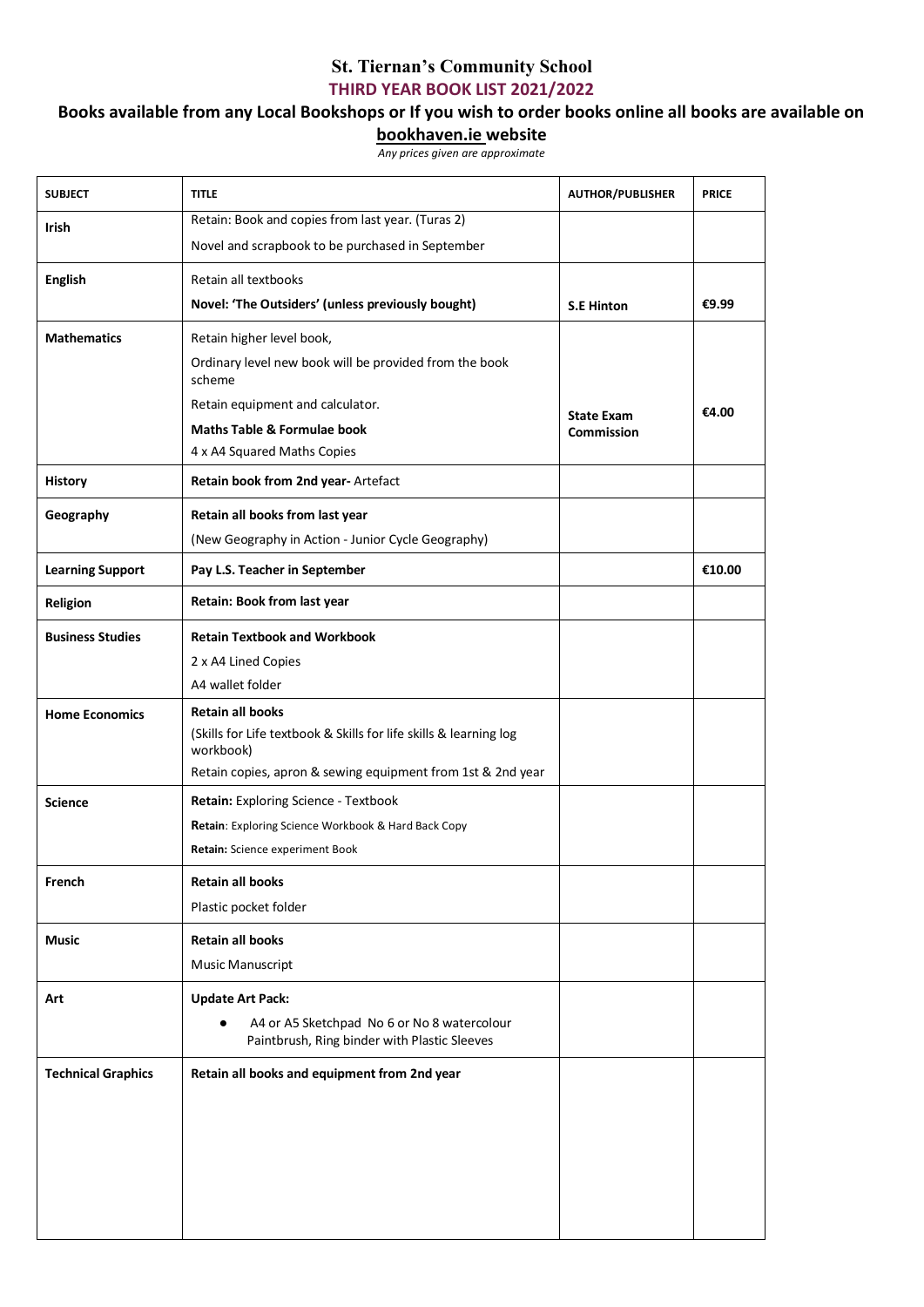# St. Tiernan's Community School

## THIRD YEAR BOOK LIST 2021/2022

### Books available from any Local Bookshops or If you wish to order books online all books are available on bookhaven.ie website

*Any prices given are approximate*

| SUBJECT | TITLE | AUTHOR/PUBLISHER | PRICE |
|---|---|---|---|
| **Irish** | Retain: Book and copies from last year. (Turas 2)<br>Novel and scrapbook to be purchased in September | | |
| **English** | Retain all textbooks<br>**Novel: 'The Outsiders' (unless previously bought)** | **S.E Hinton** | **€9.99** |
| **Mathematics** | Retain higher level book,<br>Ordinary level new book will be provided from the book scheme<br>Retain equipment and calculator.<br>**Maths Table & Formulae book**<br>4 x A4 Squared Maths Copies | **State Exam Commission** | **€4.00** |
| **History** | **Retain book from 2nd year-** Artefact | | |
| **Geography** | **Retain all books from last year**<br>(New Geography in Action - Junior Cycle Geography) | | |
| **Learning Support** | **Pay L.S. Teacher in September** | | **€10.00** |
| **Religion** | **Retain: Book from last year** | | |
| **Business Studies** | **Retain Textbook and Workbook**<br>2 x A4 Lined Copies<br>A4 wallet folder | | |
| **Home Economics** | **Retain all books**<br>(Skills for Life textbook & Skills for life skills & learning log workbook)<br>Retain copies, apron & sewing equipment from 1st & 2nd year | | |
| **Science** | **Retain:** Exploring Science - Textbook<br>**Retain**: Exploring Science Workbook & Hard Back Copy<br>**Retain:** Science experiment Book | | |
| **French** | **Retain all books**<br>Plastic pocket folder | | |
| **Music** | **Retain all books**<br>Music Manuscript | | |
| **Art** | **Update Art Pack:**<br>• A4 or A5 Sketchpad No 6 or No 8 watercolour Paintbrush, Ring binder with Plastic Sleeves | | |
| **Technical Graphics** | **Retain all books and equipment from 2nd year** | | |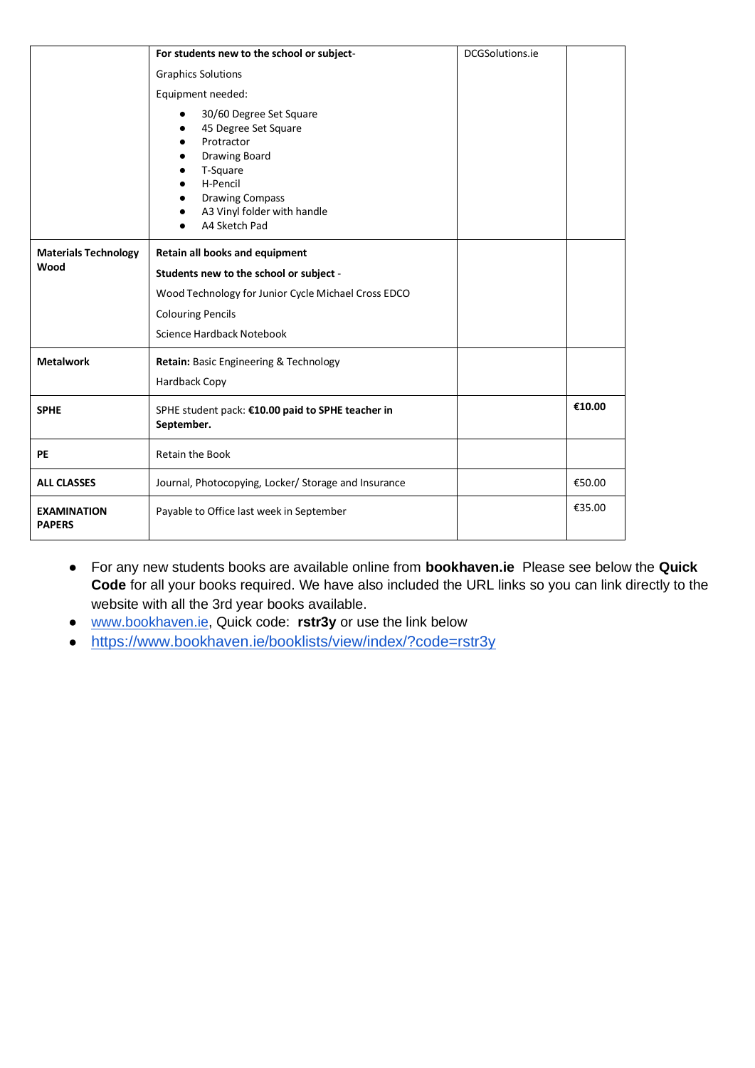| | | | |
|---|---|---|---|
| | **For students new to the school or subject**-<br>Graphics Solutions<br>Equipment needed:<br>● 30/60 Degree Set Square<br>● 45 Degree Set Square<br>● Protractor<br>● Drawing Board<br>● T-Square<br>● H-Pencil<br>● Drawing Compass<br>● A3 Vinyl folder with handle<br>● A4 Sketch Pad | DCGSolutions.ie | |
| **Materials Technology Wood** | **Retain all books and equipment**<br>**Students new to the school or subject** -<br>Wood Technology for Junior Cycle Michael Cross EDCO<br>Colouring Pencils<br>Science Hardback Notebook | | |
| **Metalwork** | **Retain:** Basic Engineering & Technology<br>Hardback Copy | | |
| **SPHE** | SPHE student pack: **€10.00 paid to SPHE teacher in September.** | | **€10.00** |
| **PE** | Retain the Book | | |
| **ALL CLASSES** | Journal, Photocopying, Locker/ Storage and Insurance | | €50.00 |
| **EXAMINATION PAPERS** | Payable to Office last week in September | | €35.00 |

- For any new students books are available online from **bookhaven.ie** Please see below the **Quick Code** for all your books required. We have also included the URL links so you can link directly to the website with all the 3rd year books available.
- www.bookhaven.ie, Quick code: **rstr3y** or use the link below
- https://www.bookhaven.ie/booklists/view/index/?code=rstr3y